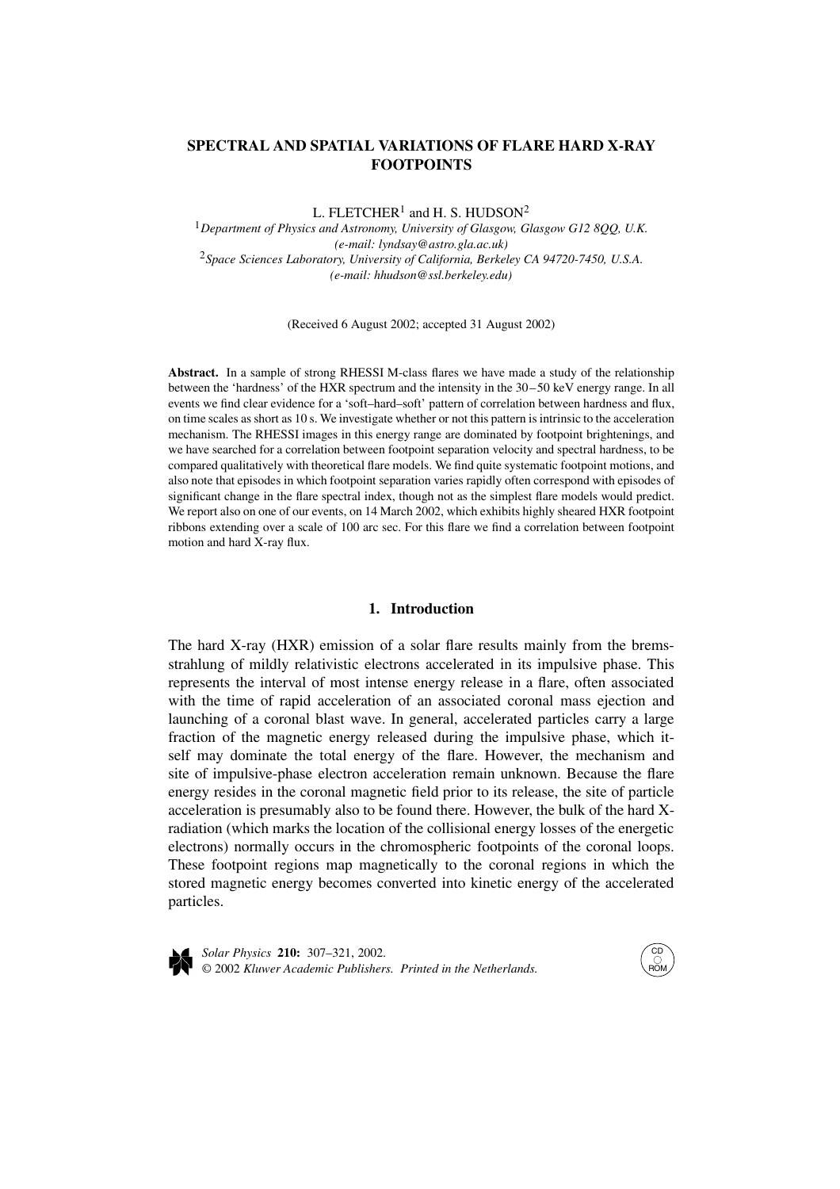# SPECTRAL AND SPATIAL VARIATIONS OF FLARE HARD X-RAY FOOTPOINTS

L. FLETCHER[1] and H. S. HUDSON[2]

[1]*Department of Physics and Astronomy, University of Glasgow, Glasgow G12 8QQ, U.K.*
*(e-mail: lyndsay@astro.gla.ac.uk)*

[2]*Space Sciences Laboratory, University of California, Berkeley CA 94720-7450, U.S.A.*
*(e-mail: hhudson@ssl.berkeley.edu)*

(Received 6 August 2002; accepted 31 August 2002)

**Abstract.** In a sample of strong RHESSI M-class flares we have made a study of the relationship between the 'hardness' of the HXR spectrum and the intensity in the 30 – 50 keV energy range. In all events we find clear evidence for a 'soft–hard–soft' pattern of correlation between hardness and flux, on time scales as short as 10 s. We investigate whether or not this pattern is intrinsic to the acceleration mechanism. The RHESSI images in this energy range are dominated by footpoint brightenings, and we have searched for a correlation between footpoint separation velocity and spectral hardness, to be compared qualitatively with theoretical flare models. We find quite systematic footpoint motions, and also note that episodes in which footpoint separation varies rapidly often correspond with episodes of significant change in the flare spectral index, though not as the simplest flare models would predict. We report also on one of our events, on 14 March 2002, which exhibits highly sheared HXR footpoint ribbons extending over a scale of 100 arc sec. For this flare we find a correlation between footpoint motion and hard X-ray flux.

## 1. Introduction

The hard X-ray (HXR) emission of a solar flare results mainly from the bremsstrahlung of mildly relativistic electrons accelerated in its impulsive phase. This represents the interval of most intense energy release in a flare, often associated with the time of rapid acceleration of an associated coronal mass ejection and launching of a coronal blast wave. In general, accelerated particles carry a large fraction of the magnetic energy released during the impulsive phase, which itself may dominate the total energy of the flare. However, the mechanism and site of impulsive-phase electron acceleration remain unknown. Because the flare energy resides in the coronal magnetic field prior to its release, the site of particle acceleration is presumably also to be found there. However, the bulk of the hard X-radiation (which marks the location of the collisional energy losses of the energetic electrons) normally occurs in the chromospheric footpoints of the coronal loops. These footpoint regions map magnetically to the coronal regions in which the stored magnetic energy becomes converted into kinetic energy of the accelerated particles.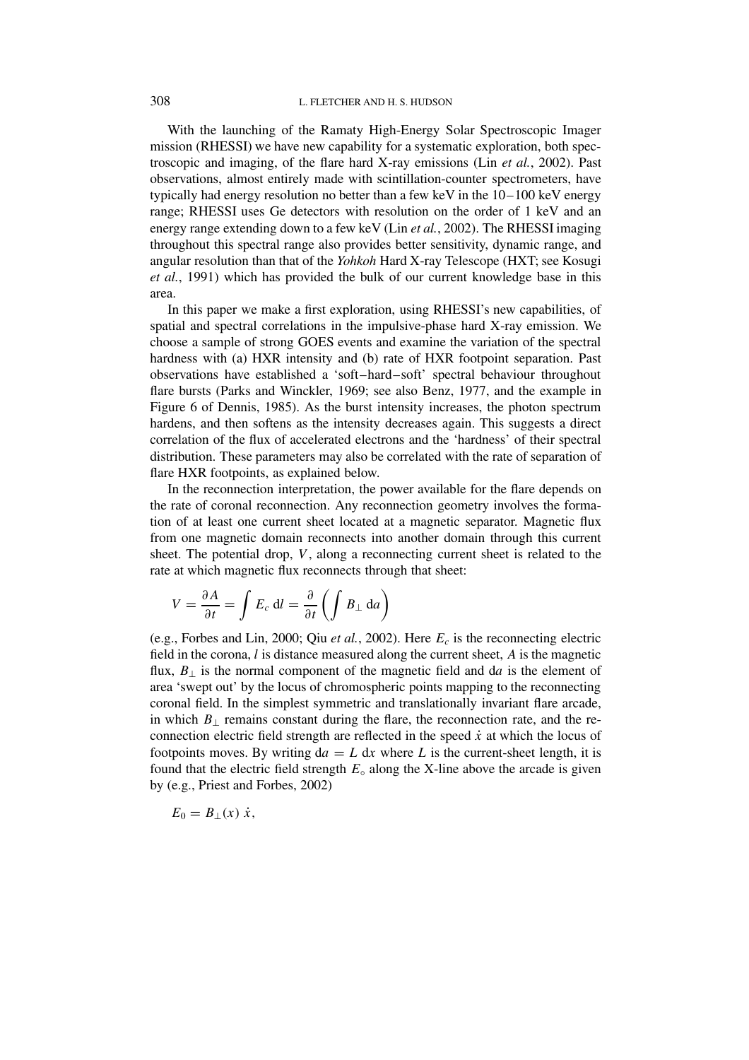With the launching of the Ramaty High-Energy Solar Spectroscopic Imager mission (RHESSI) we have new capability for a systematic exploration, both spectroscopic and imaging, of the flare hard X-ray emissions (Lin *et al.*, 2002). Past observations, almost entirely made with scintillation-counter spectrometers, have typically had energy resolution no better than a few keV in the 10–100 keV energy range; RHESSI uses Ge detectors with resolution on the order of 1 keV and an energy range extending down to a few keV (Lin *et al.*, 2002). The RHESSI imaging throughout this spectral range also provides better sensitivity, dynamic range, and angular resolution than that of the *Yohkoh* Hard X-ray Telescope (HXT; see Kosugi *et al.*, 1991) which has provided the bulk of our current knowledge base in this area.

In this paper we make a first exploration, using RHESSI's new capabilities, of spatial and spectral correlations in the impulsive-phase hard X-ray emission. We choose a sample of strong GOES events and examine the variation of the spectral hardness with (a) HXR intensity and (b) rate of HXR footpoint separation. Past observations have established a 'soft–hard–soft' spectral behaviour throughout flare bursts (Parks and Winckler, 1969; see also Benz, 1977, and the example in Figure 6 of Dennis, 1985). As the burst intensity increases, the photon spectrum hardens, and then softens as the intensity decreases again. This suggests a direct correlation of the flux of accelerated electrons and the 'hardness' of their spectral distribution. These parameters may also be correlated with the rate of separation of flare HXR footpoints, as explained below.

In the reconnection interpretation, the power available for the flare depends on the rate of coronal reconnection. Any reconnection geometry involves the formation of at least one current sheet located at a magnetic separator. Magnetic flux from one magnetic domain reconnects into another domain through this current sheet. The potential drop, $V$, along a reconnecting current sheet is related to the rate at which magnetic flux reconnects through that sheet:

$$V = \frac{\partial A}{\partial t} = \int E_c \, \mathrm{d}l = \frac{\partial}{\partial t}\left(\int B_\perp \, \mathrm{d}a\right)$$

(e.g., Forbes and Lin, 2000; Qiu *et al.*, 2002). Here $E_c$ is the reconnecting electric field in the corona, $l$ is distance measured along the current sheet, $A$ is the magnetic flux, $B_\perp$ is the normal component of the magnetic field and $\mathrm{d}a$ is the element of area 'swept out' by the locus of chromospheric points mapping to the reconnecting coronal field. In the simplest symmetric and translationally invariant flare arcade, in which $B_\perp$ remains constant during the flare, the reconnection rate, and the reconnection electric field strength are reflected in the speed $\dot{x}$ at which the locus of footpoints moves. By writing $\mathrm{d}a = L \, \mathrm{d}x$ where $L$ is the current-sheet length, it is found that the electric field strength $E_\circ$ along the X-line above the arcade is given by (e.g., Priest and Forbes, 2002)

$$E_0 = B_\perp(x) \, \dot{x},$$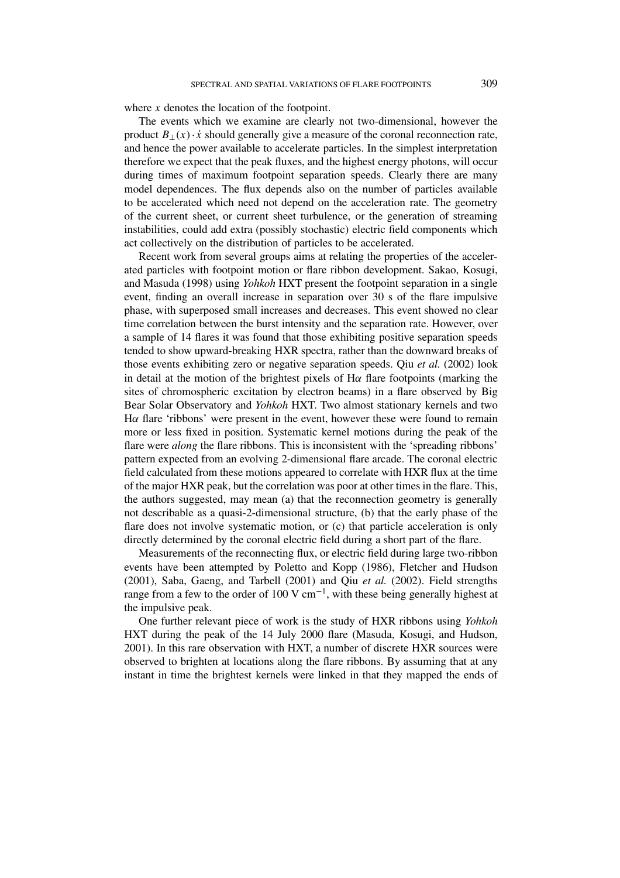where $x$ denotes the location of the footpoint.

The events which we examine are clearly not two-dimensional, however the product $B_{\perp}(x) \cdot \dot{x}$ should generally give a measure of the coronal reconnection rate, and hence the power available to accelerate particles. In the simplest interpretation therefore we expect that the peak fluxes, and the highest energy photons, will occur during times of maximum footpoint separation speeds. Clearly there are many model dependences. The flux depends also on the number of particles available to be accelerated which need not depend on the acceleration rate. The geometry of the current sheet, or current sheet turbulence, or the generation of streaming instabilities, could add extra (possibly stochastic) electric field components which act collectively on the distribution of particles to be accelerated.

Recent work from several groups aims at relating the properties of the accelerated particles with footpoint motion or flare ribbon development. Sakao, Kosugi, and Masuda (1998) using *Yohkoh* HXT present the footpoint separation in a single event, finding an overall increase in separation over 30 s of the flare impulsive phase, with superposed small increases and decreases. This event showed no clear time correlation between the burst intensity and the separation rate. However, over a sample of 14 flares it was found that those exhibiting positive separation speeds tended to show upward-breaking HXR spectra, rather than the downward breaks of those events exhibiting zero or negative separation speeds. Qiu *et al.* (2002) look in detail at the motion of the brightest pixels of H$\alpha$ flare footpoints (marking the sites of chromospheric excitation by electron beams) in a flare observed by Big Bear Solar Observatory and *Yohkoh* HXT. Two almost stationary kernels and two H$\alpha$ flare 'ribbons' were present in the event, however these were found to remain more or less fixed in position. Systematic kernel motions during the peak of the flare were *along* the flare ribbons. This is inconsistent with the 'spreading ribbons' pattern expected from an evolving 2-dimensional flare arcade. The coronal electric field calculated from these motions appeared to correlate with HXR flux at the time of the major HXR peak, but the correlation was poor at other times in the flare. This, the authors suggested, may mean (a) that the reconnection geometry is generally not describable as a quasi-2-dimensional structure, (b) that the early phase of the flare does not involve systematic motion, or (c) that particle acceleration is only directly determined by the coronal electric field during a short part of the flare.

Measurements of the reconnecting flux, or electric field during large two-ribbon events have been attempted by Poletto and Kopp (1986), Fletcher and Hudson (2001), Saba, Gaeng, and Tarbell (2001) and Qiu *et al.* (2002). Field strengths range from a few to the order of 100 V cm$^{-1}$, with these being generally highest at the impulsive peak.

One further relevant piece of work is the study of HXR ribbons using *Yohkoh* HXT during the peak of the 14 July 2000 flare (Masuda, Kosugi, and Hudson, 2001). In this rare observation with HXT, a number of discrete HXR sources were observed to brighten at locations along the flare ribbons. By assuming that at any instant in time the brightest kernels were linked in that they mapped the ends of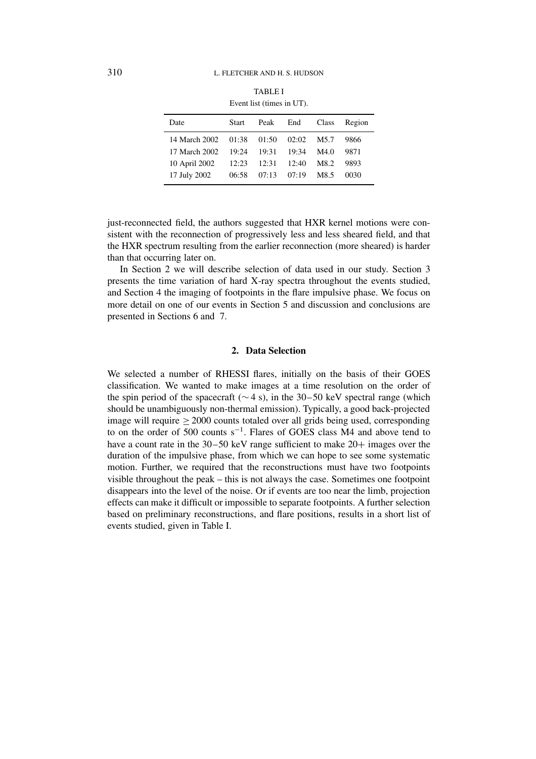TABLE I
Event list (times in UT).

| Date | Start | Peak | End | Class | Region |
|---|---|---|---|---|---|
| 14 March 2002 | 01:38 | 01:50 | 02:02 | M5.7 | 9866 |
| 17 March 2002 | 19:24 | 19:31 | 19:34 | M4.0 | 9871 |
| 10 April 2002 | 12:23 | 12:31 | 12:40 | M8.2 | 9893 |
| 17 July 2002 | 06:58 | 07:13 | 07:19 | M8.5 | 0030 |

just-reconnected field, the authors suggested that HXR kernel motions were consistent with the reconnection of progressively less and less sheared field, and that the HXR spectrum resulting from the earlier reconnection (more sheared) is harder than that occurring later on.

In Section 2 we will describe selection of data used in our study. Section 3 presents the time variation of hard X-ray spectra throughout the events studied, and Section 4 the imaging of footpoints in the flare impulsive phase. We focus on more detail on one of our events in Section 5 and discussion and conclusions are presented in Sections 6 and 7.

## 2. Data Selection

We selected a number of RHESSI flares, initially on the basis of their GOES classification. We wanted to make images at a time resolution on the order of the spin period of the spacecraft ($\sim 4$ s), in the 30–50 keV spectral range (which should be unambiguously non-thermal emission). Typically, a good back-projected image will require $\geq 2000$ counts totaled over all grids being used, corresponding to on the order of 500 counts $s^{-1}$. Flares of GOES class M4 and above tend to have a count rate in the 30–50 keV range sufficient to make 20+ images over the duration of the impulsive phase, from which we can hope to see some systematic motion. Further, we required that the reconstructions must have two footpoints visible throughout the peak – this is not always the case. Sometimes one footpoint disappears into the level of the noise. Or if events are too near the limb, projection effects can make it difficult or impossible to separate footpoints. A further selection based on preliminary reconstructions, and flare positions, results in a short list of events studied, given in Table I.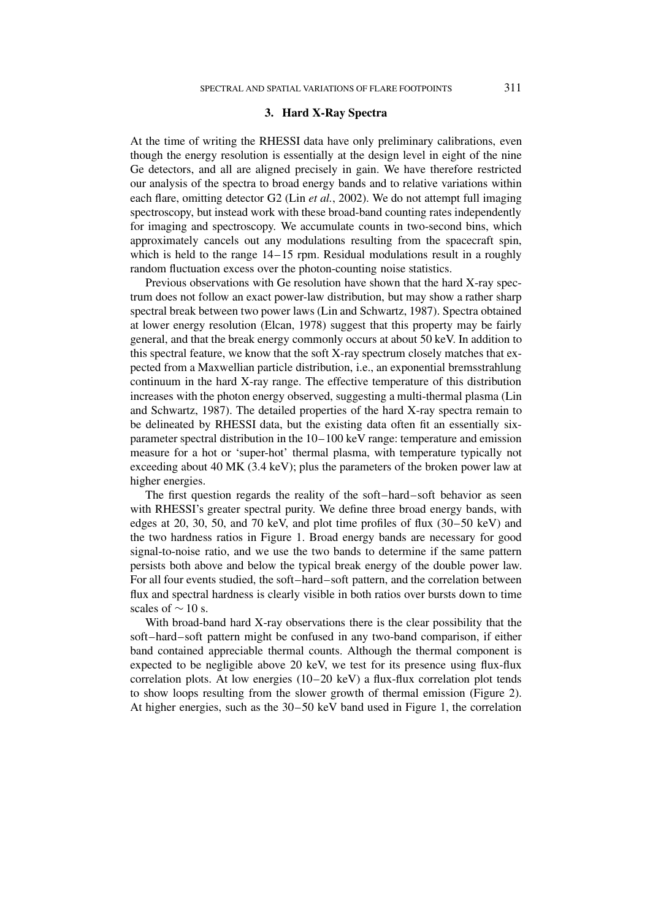### 3. Hard X-Ray Spectra

At the time of writing the RHESSI data have only preliminary calibrations, even though the energy resolution is essentially at the design level in eight of the nine Ge detectors, and all are aligned precisely in gain. We have therefore restricted our analysis of the spectra to broad energy bands and to relative variations within each flare, omitting detector G2 (Lin *et al.*, 2002). We do not attempt full imaging spectroscopy, but instead work with these broad-band counting rates independently for imaging and spectroscopy. We accumulate counts in two-second bins, which approximately cancels out any modulations resulting from the spacecraft spin, which is held to the range 14–15 rpm. Residual modulations result in a roughly random fluctuation excess over the photon-counting noise statistics.

Previous observations with Ge resolution have shown that the hard X-ray spectrum does not follow an exact power-law distribution, but may show a rather sharp spectral break between two power laws (Lin and Schwartz, 1987). Spectra obtained at lower energy resolution (Elcan, 1978) suggest that this property may be fairly general, and that the break energy commonly occurs at about 50 keV. In addition to this spectral feature, we know that the soft X-ray spectrum closely matches that expected from a Maxwellian particle distribution, i.e., an exponential bremsstrahlung continuum in the hard X-ray range. The effective temperature of this distribution increases with the photon energy observed, suggesting a multi-thermal plasma (Lin and Schwartz, 1987). The detailed properties of the hard X-ray spectra remain to be delineated by RHESSI data, but the existing data often fit an essentially six-parameter spectral distribution in the 10–100 keV range: temperature and emission measure for a hot or 'super-hot' thermal plasma, with temperature typically not exceeding about 40 MK (3.4 keV); plus the parameters of the broken power law at higher energies.

The first question regards the reality of the soft–hard–soft behavior as seen with RHESSI's greater spectral purity. We define three broad energy bands, with edges at 20, 30, 50, and 70 keV, and plot time profiles of flux (30–50 keV) and the two hardness ratios in Figure 1. Broad energy bands are necessary for good signal-to-noise ratio, and we use the two bands to determine if the same pattern persists both above and below the typical break energy of the double power law. For all four events studied, the soft–hard–soft pattern, and the correlation between flux and spectral hardness is clearly visible in both ratios over bursts down to time scales of $\sim 10$ s.

With broad-band hard X-ray observations there is the clear possibility that the soft–hard–soft pattern might be confused in any two-band comparison, if either band contained appreciable thermal counts. Although the thermal component is expected to be negligible above 20 keV, we test for its presence using flux-flux correlation plots. At low energies (10–20 keV) a flux-flux correlation plot tends to show loops resulting from the slower growth of thermal emission (Figure 2). At higher energies, such as the 30–50 keV band used in Figure 1, the correlation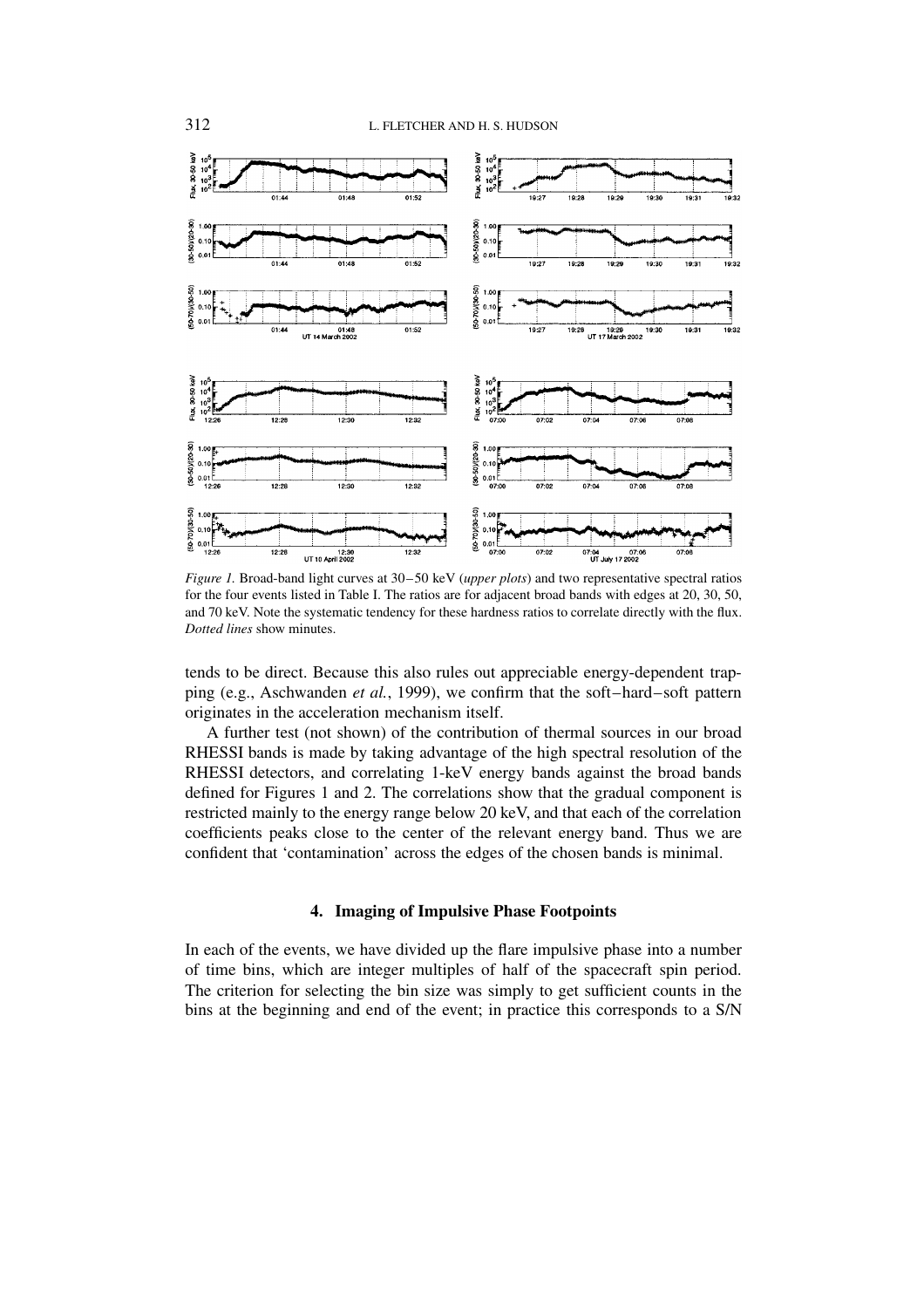*Figure 1.* Broad-band light curves at 30–50 keV (*upper plots*) and two representative spectral ratios for the four events listed in Table I. The ratios are for adjacent broad bands with edges at 20, 30, 50, and 70 keV. Note the systematic tendency for these hardness ratios to correlate directly with the flux. *Dotted lines* show minutes.

tends to be direct. Because this also rules out appreciable energy-dependent trapping (e.g., Aschwanden *et al.*, 1999), we confirm that the soft–hard–soft pattern originates in the acceleration mechanism itself.

A further test (not shown) of the contribution of thermal sources in our broad RHESSI bands is made by taking advantage of the high spectral resolution of the RHESSI detectors, and correlating 1-keV energy bands against the broad bands defined for Figures 1 and 2. The correlations show that the gradual component is restricted mainly to the energy range below 20 keV, and that each of the correlation coefficients peaks close to the center of the relevant energy band. Thus we are confident that 'contamination' across the edges of the chosen bands is minimal.

## 4. Imaging of Impulsive Phase Footpoints

In each of the events, we have divided up the flare impulsive phase into a number of time bins, which are integer multiples of half of the spacecraft spin period. The criterion for selecting the bin size was simply to get sufficient counts in the bins at the beginning and end of the event; in practice this corresponds to a S/N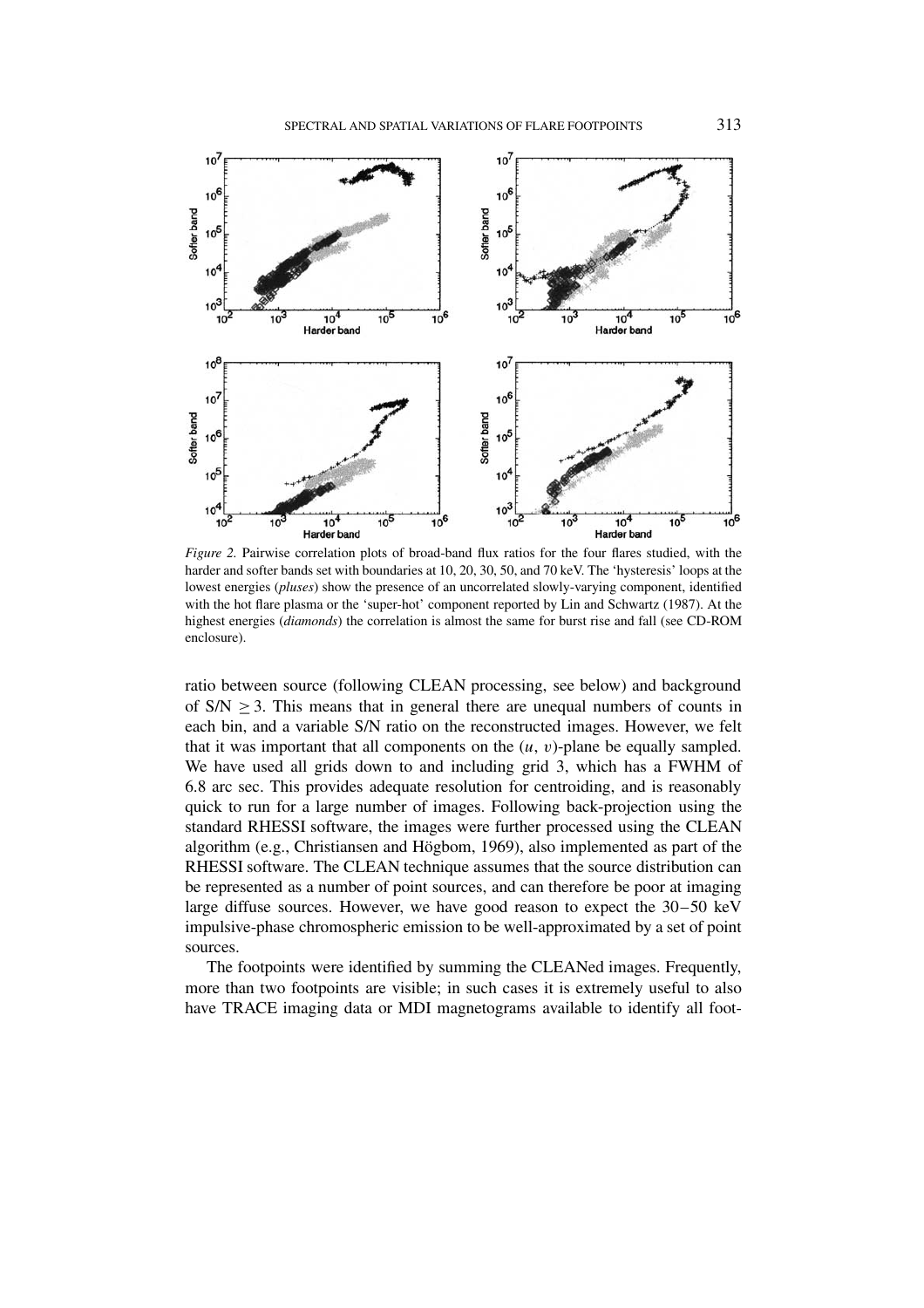*Figure 2.* Pairwise correlation plots of broad-band flux ratios for the four flares studied, with the harder and softer bands set with boundaries at 10, 20, 30, 50, and 70 keV. The 'hysteresis' loops at the lowest energies (*pluses*) show the presence of an uncorrelated slowly-varying component, identified with the hot flare plasma or the 'super-hot' component reported by Lin and Schwartz (1987). At the highest energies (*diamonds*) the correlation is almost the same for burst rise and fall (see CD-ROM enclosure).

ratio between source (following CLEAN processing, see below) and background of S/N $\geq 3$. This means that in general there are unequal numbers of counts in each bin, and a variable S/N ratio on the reconstructed images. However, we felt that it was important that all components on the $(u, v)$-plane be equally sampled. We have used all grids down to and including grid 3, which has a FWHM of 6.8 arc sec. This provides adequate resolution for centroiding, and is reasonably quick to run for a large number of images. Following back-projection using the standard RHESSI software, the images were further processed using the CLEAN algorithm (e.g., Christiansen and Högbom, 1969), also implemented as part of the RHESSI software. The CLEAN technique assumes that the source distribution can be represented as a number of point sources, and can therefore be poor at imaging large diffuse sources. However, we have good reason to expect the 30–50 keV impulsive-phase chromospheric emission to be well-approximated by a set of point sources.

The footpoints were identified by summing the CLEANed images. Frequently, more than two footpoints are visible; in such cases it is extremely useful to also have TRACE imaging data or MDI magnetograms available to identify all foot-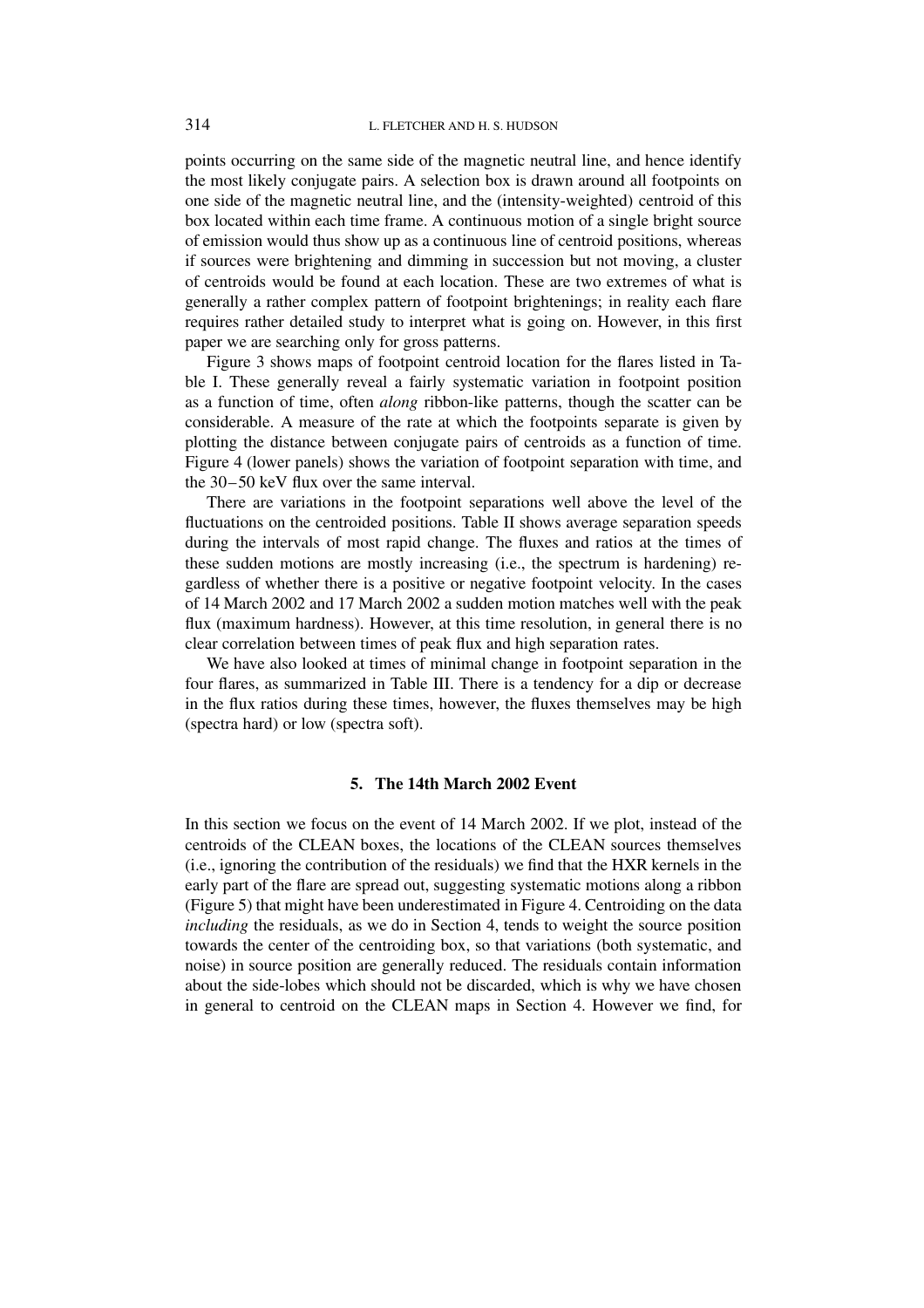points occurring on the same side of the magnetic neutral line, and hence identify the most likely conjugate pairs. A selection box is drawn around all footpoints on one side of the magnetic neutral line, and the (intensity-weighted) centroid of this box located within each time frame. A continuous motion of a single bright source of emission would thus show up as a continuous line of centroid positions, whereas if sources were brightening and dimming in succession but not moving, a cluster of centroids would be found at each location. These are two extremes of what is generally a rather complex pattern of footpoint brightenings; in reality each flare requires rather detailed study to interpret what is going on. However, in this first paper we are searching only for gross patterns.

Figure 3 shows maps of footpoint centroid location for the flares listed in Table I. These generally reveal a fairly systematic variation in footpoint position as a function of time, often *along* ribbon-like patterns, though the scatter can be considerable. A measure of the rate at which the footpoints separate is given by plotting the distance between conjugate pairs of centroids as a function of time. Figure 4 (lower panels) shows the variation of footpoint separation with time, and the 30–50 keV flux over the same interval.

There are variations in the footpoint separations well above the level of the fluctuations on the centroided positions. Table II shows average separation speeds during the intervals of most rapid change. The fluxes and ratios at the times of these sudden motions are mostly increasing (i.e., the spectrum is hardening) regardless of whether there is a positive or negative footpoint velocity. In the cases of 14 March 2002 and 17 March 2002 a sudden motion matches well with the peak flux (maximum hardness). However, at this time resolution, in general there is no clear correlation between times of peak flux and high separation rates.

We have also looked at times of minimal change in footpoint separation in the four flares, as summarized in Table III. There is a tendency for a dip or decrease in the flux ratios during these times, however, the fluxes themselves may be high (spectra hard) or low (spectra soft).

## 5. The 14th March 2002 Event

In this section we focus on the event of 14 March 2002. If we plot, instead of the centroids of the CLEAN boxes, the locations of the CLEAN sources themselves (i.e., ignoring the contribution of the residuals) we find that the HXR kernels in the early part of the flare are spread out, suggesting systematic motions along a ribbon (Figure 5) that might have been underestimated in Figure 4. Centroiding on the data *including* the residuals, as we do in Section 4, tends to weight the source position towards the center of the centroiding box, so that variations (both systematic, and noise) in source position are generally reduced. The residuals contain information about the side-lobes which should not be discarded, which is why we have chosen in general to centroid on the CLEAN maps in Section 4. However we find, for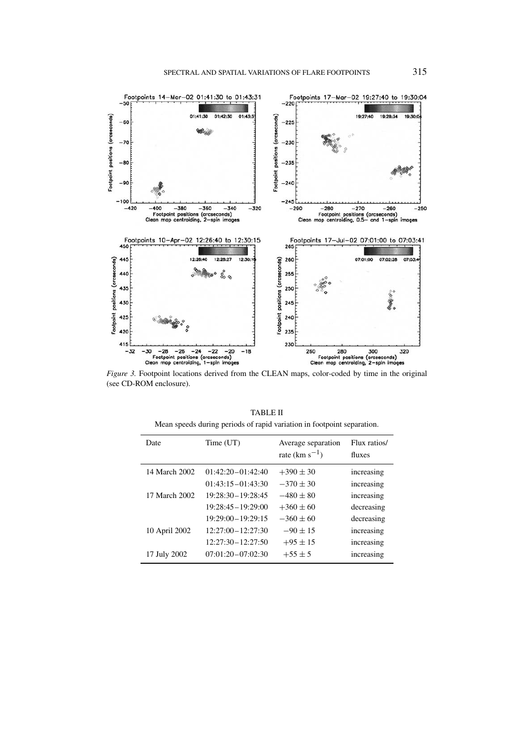*Figure 3.* Footpoint locations derived from the CLEAN maps, color-coded by time in the original (see CD-ROM enclosure).

TABLE II

Mean speeds during periods of rapid variation in footpoint separation.

| Date | Time (UT) | Average separation rate (km $s^{-1}$) | Flux ratios/ fluxes |
|---|---|---|---|
| 14 March 2002 | 01:42:20 – 01:42:40 | $+390 \pm 30$ | increasing |
| | 01:43:15 – 01:43:30 | $-370 \pm 30$ | increasing |
| 17 March 2002 | 19:28:30 – 19:28:45 | $-480 \pm 80$ | increasing |
| | 19:28:45 – 19:29:00 | $+360 \pm 60$ | decreasing |
| | 19:29:00 – 19:29:15 | $-360 \pm 60$ | decreasing |
| 10 April 2002 | 12:27:00 – 12:27:30 | $-90 \pm 15$ | increasing |
| | 12:27:30 – 12:27:50 | $+95 \pm 15$ | increasing |
| 17 July 2002 | 07:01:20 – 07:02:30 | $+55 \pm 5$ | increasing |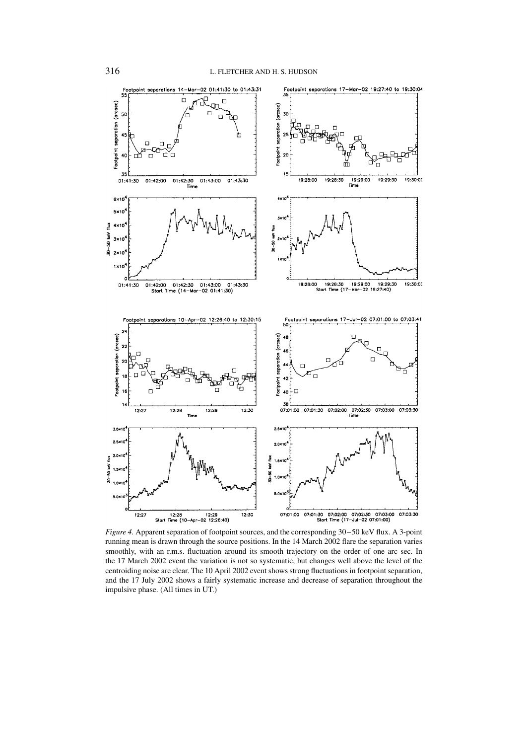*Figure 4.* Apparent separation of footpoint sources, and the corresponding 30 – 50 keV flux. A 3-point running mean is drawn through the source positions. In the 14 March 2002 flare the separation varies smoothly, with an r.m.s. fluctuation around its smooth trajectory on the order of one arc sec. In the 17 March 2002 event the variation is not so systematic, but changes well above the level of the centroiding noise are clear. The 10 April 2002 event shows strong fluctuations in footpoint separation, and the 17 July 2002 shows a fairly systematic increase and decrease of separation throughout the impulsive phase. (All times in UT.)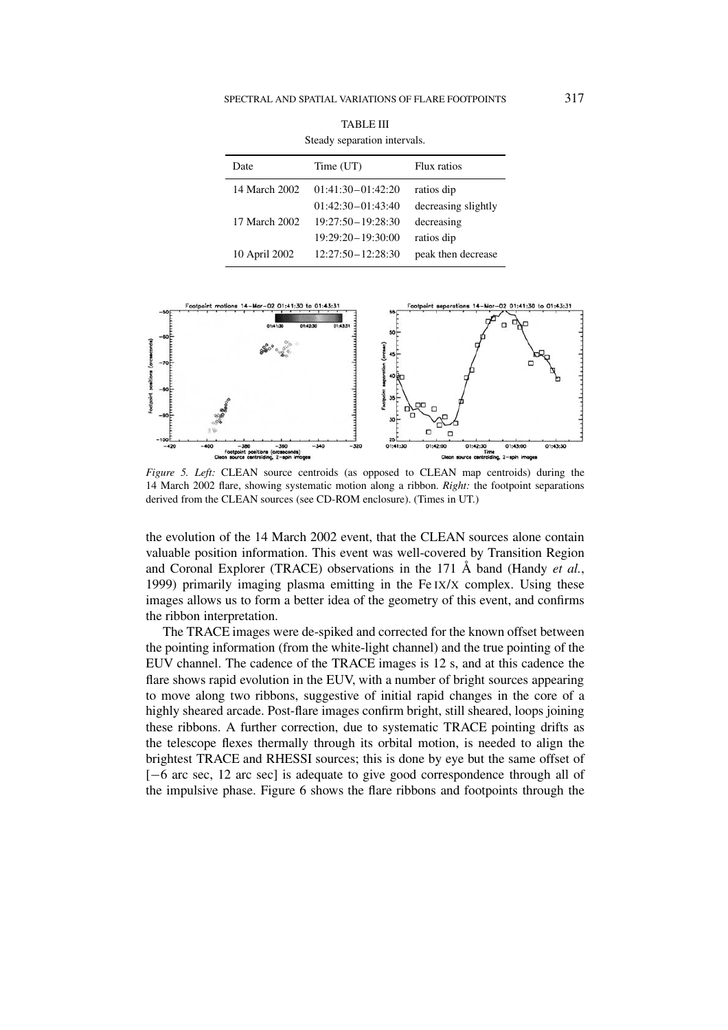TABLE III

Steady separation intervals.

| Date | Time (UT) | Flux ratios |
| --- | --- | --- |
| 14 March 2002 | 01:41:30 – 01:42:20 | ratios dip |
| | 01:42:30 – 01:43:40 | decreasing slightly |
| 17 March 2002 | 19:27:50 – 19:28:30 | decreasing |
| | 19:29:20 – 19:30:00 | ratios dip |
| 10 April 2002 | 12:27:50 – 12:28:30 | peak then decrease |

*Figure 5. Left:* CLEAN source centroids (as opposed to CLEAN map centroids) during the 14 March 2002 flare, showing systematic motion along a ribbon. *Right:* the footpoint separations derived from the CLEAN sources (see CD-ROM enclosure). (Times in UT.)

the evolution of the 14 March 2002 event, that the CLEAN sources alone contain valuable position information. This event was well-covered by Transition Region and Coronal Explorer (TRACE) observations in the 171 Å band (Handy *et al.*, 1999) primarily imaging plasma emitting in the Fe IX/X complex. Using these images allows us to form a better idea of the geometry of this event, and confirms the ribbon interpretation.

The TRACE images were de-spiked and corrected for the known offset between the pointing information (from the white-light channel) and the true pointing of the EUV channel. The cadence of the TRACE images is 12 s, and at this cadence the flare shows rapid evolution in the EUV, with a number of bright sources appearing to move along two ribbons, suggestive of initial rapid changes in the core of a highly sheared arcade. Post-flare images confirm bright, still sheared, loops joining these ribbons. A further correction, due to systematic TRACE pointing drifts as the telescope flexes thermally through its orbital motion, is needed to align the brightest TRACE and RHESSI sources; this is done by eye but the same offset of [−6 arc sec, 12 arc sec] is adequate to give good correspondence through all of the impulsive phase. Figure 6 shows the flare ribbons and footpoints through the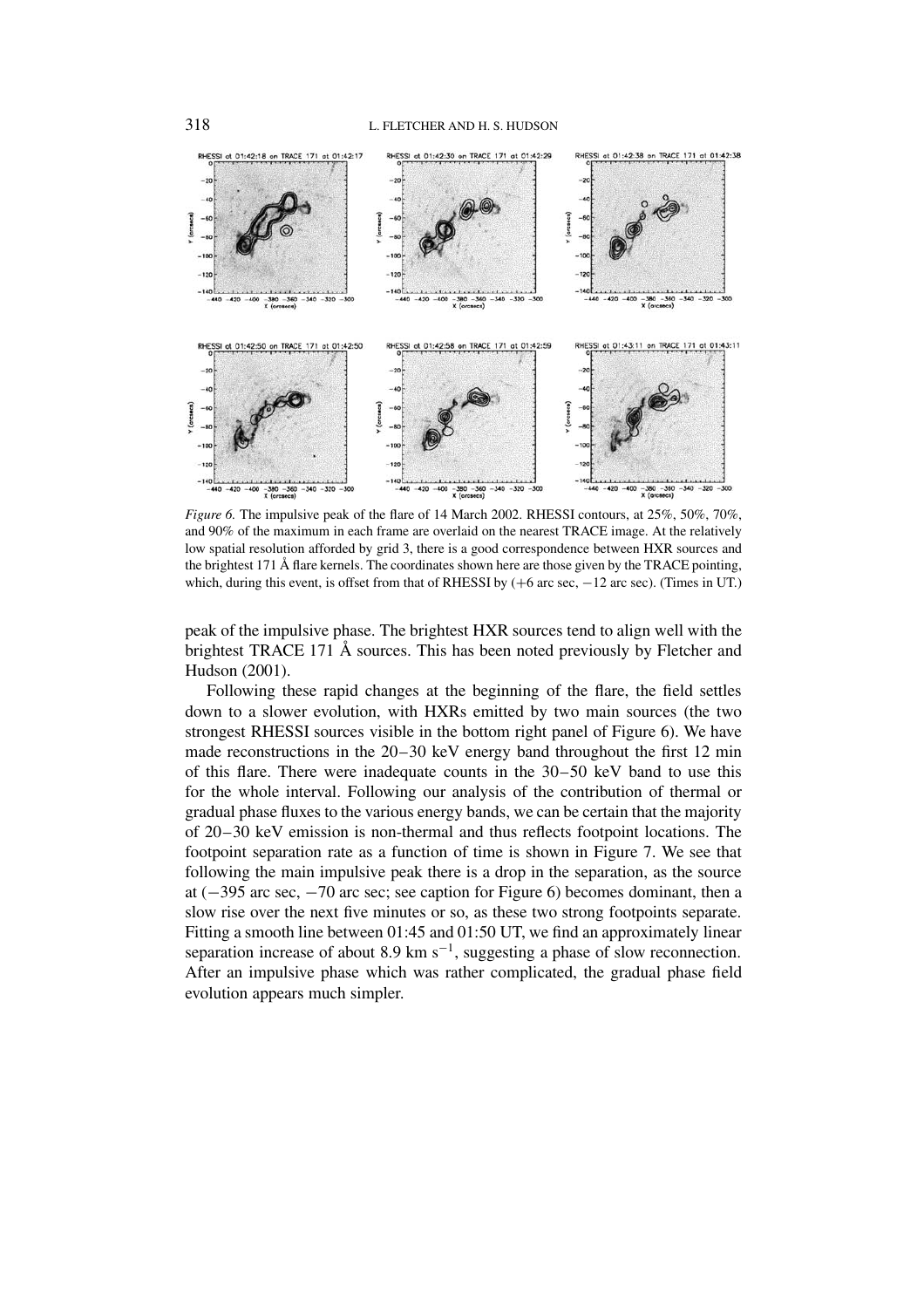*Figure 6.* The impulsive peak of the flare of 14 March 2002. RHESSI contours, at 25%, 50%, 70%, and 90% of the maximum in each frame are overlaid on the nearest TRACE image. At the relatively low spatial resolution afforded by grid 3, there is a good correspondence between HXR sources and the brightest 171 Å flare kernels. The coordinates shown here are those given by the TRACE pointing, which, during this event, is offset from that of RHESSI by (+6 arc sec, −12 arc sec). (Times in UT.)

peak of the impulsive phase. The brightest HXR sources tend to align well with the brightest TRACE 171 Å sources. This has been noted previously by Fletcher and Hudson (2001).

Following these rapid changes at the beginning of the flare, the field settles down to a slower evolution, with HXRs emitted by two main sources (the two strongest RHESSI sources visible in the bottom right panel of Figure 6). We have made reconstructions in the 20–30 keV energy band throughout the first 12 min of this flare. There were inadequate counts in the 30–50 keV band to use this for the whole interval. Following our analysis of the contribution of thermal or gradual phase fluxes to the various energy bands, we can be certain that the majority of 20–30 keV emission is non-thermal and thus reflects footpoint locations. The footpoint separation rate as a function of time is shown in Figure 7. We see that following the main impulsive peak there is a drop in the separation, as the source at (−395 arc sec, −70 arc sec; see caption for Figure 6) becomes dominant, then a slow rise over the next five minutes or so, as these two strong footpoints separate. Fitting a smooth line between 01:45 and 01:50 UT, we find an approximately linear separation increase of about 8.9 km $s^{-1}$, suggesting a phase of slow reconnection. After an impulsive phase which was rather complicated, the gradual phase field evolution appears much simpler.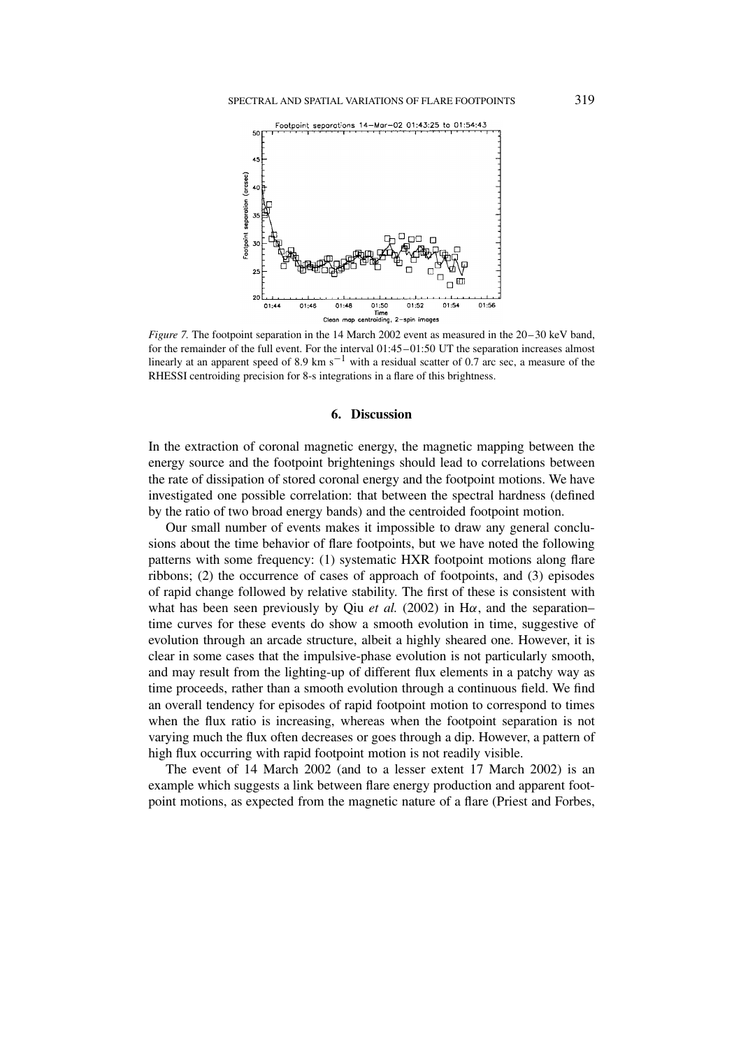*Figure 7.* The footpoint separation in the 14 March 2002 event as measured in the 20–30 keV band, for the remainder of the full event. For the interval 01:45–01:50 UT the separation increases almost linearly at an apparent speed of 8.9 km $s^{-1}$ with a residual scatter of 0.7 arc sec, a measure of the RHESSI centroiding precision for 8-s integrations in a flare of this brightness.

## 6. Discussion

In the extraction of coronal magnetic energy, the magnetic mapping between the energy source and the footpoint brightenings should lead to correlations between the rate of dissipation of stored coronal energy and the footpoint motions. We have investigated one possible correlation: that between the spectral hardness (defined by the ratio of two broad energy bands) and the centroided footpoint motion.

Our small number of events makes it impossible to draw any general conclusions about the time behavior of flare footpoints, but we have noted the following patterns with some frequency: (1) systematic HXR footpoint motions along flare ribbons; (2) the occurrence of cases of approach of footpoints, and (3) episodes of rapid change followed by relative stability. The first of these is consistent with what has been seen previously by Qiu *et al.* (2002) in H$\alpha$, and the separation–time curves for these events do show a smooth evolution in time, suggestive of evolution through an arcade structure, albeit a highly sheared one. However, it is clear in some cases that the impulsive-phase evolution is not particularly smooth, and may result from the lighting-up of different flux elements in a patchy way as time proceeds, rather than a smooth evolution through a continuous field. We find an overall tendency for episodes of rapid footpoint motion to correspond to times when the flux ratio is increasing, whereas when the footpoint separation is not varying much the flux often decreases or goes through a dip. However, a pattern of high flux occurring with rapid footpoint motion is not readily visible.

The event of 14 March 2002 (and to a lesser extent 17 March 2002) is an example which suggests a link between flare energy production and apparent footpoint motions, as expected from the magnetic nature of a flare (Priest and Forbes,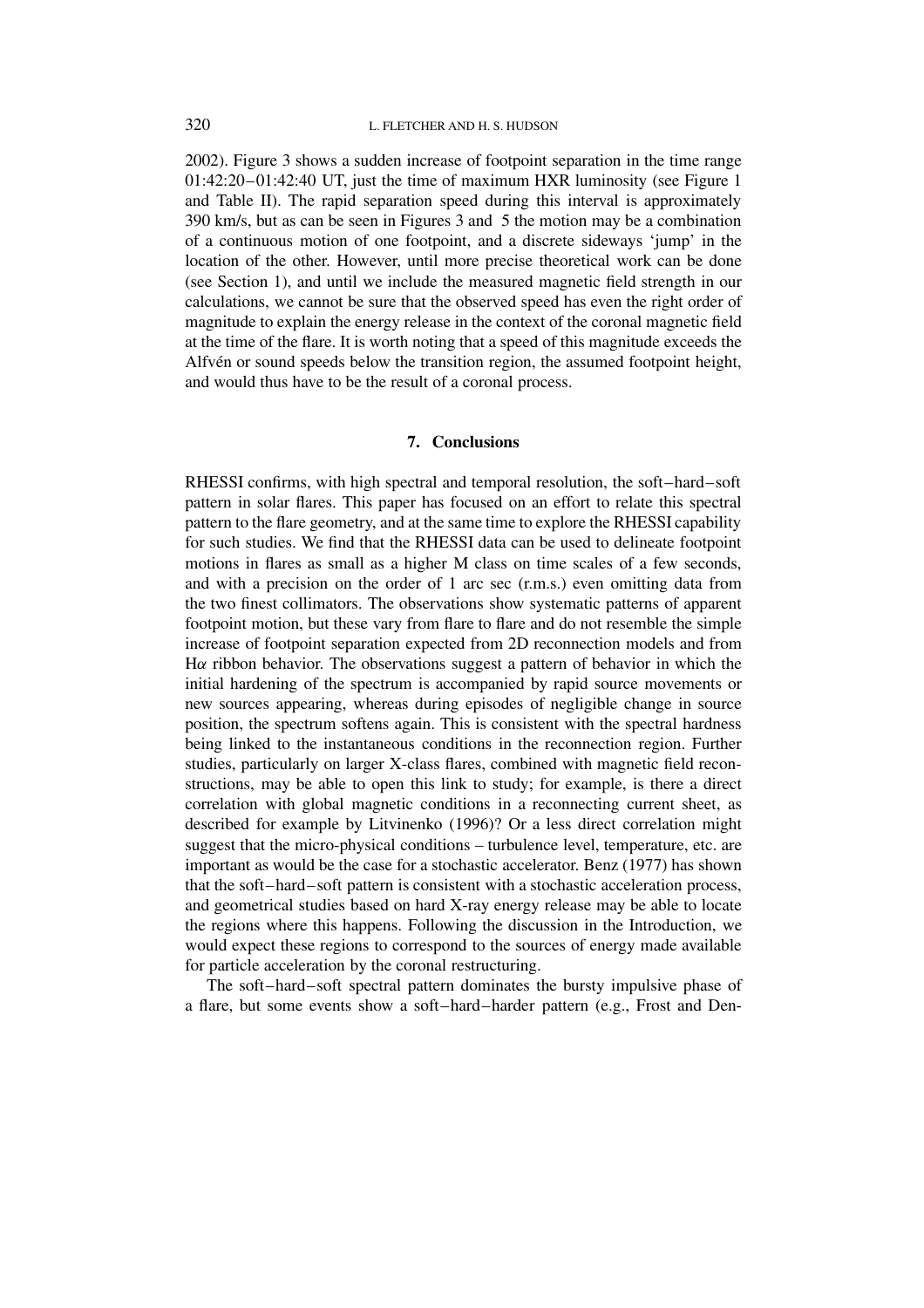2002). Figure 3 shows a sudden increase of footpoint separation in the time range 01:42:20–01:42:40 UT, just the time of maximum HXR luminosity (see Figure 1 and Table II). The rapid separation speed during this interval is approximately 390 km/s, but as can be seen in Figures 3 and 5 the motion may be a combination of a continuous motion of one footpoint, and a discrete sideways 'jump' in the location of the other. However, until more precise theoretical work can be done (see Section 1), and until we include the measured magnetic field strength in our calculations, we cannot be sure that the observed speed has even the right order of magnitude to explain the energy release in the context of the coronal magnetic field at the time of the flare. It is worth noting that a speed of this magnitude exceeds the Alfvén or sound speeds below the transition region, the assumed footpoint height, and would thus have to be the result of a coronal process.

## 7. Conclusions

RHESSI confirms, with high spectral and temporal resolution, the soft–hard–soft pattern in solar flares. This paper has focused on an effort to relate this spectral pattern to the flare geometry, and at the same time to explore the RHESSI capability for such studies. We find that the RHESSI data can be used to delineate footpoint motions in flares as small as a higher M class on time scales of a few seconds, and with a precision on the order of 1 arc sec (r.m.s.) even omitting data from the two finest collimators. The observations show systematic patterns of apparent footpoint motion, but these vary from flare to flare and do not resemble the simple increase of footpoint separation expected from 2D reconnection models and from H$\alpha$ ribbon behavior. The observations suggest a pattern of behavior in which the initial hardening of the spectrum is accompanied by rapid source movements or new sources appearing, whereas during episodes of negligible change in source position, the spectrum softens again. This is consistent with the spectral hardness being linked to the instantaneous conditions in the reconnection region. Further studies, particularly on larger X-class flares, combined with magnetic field reconstructions, may be able to open this link to study; for example, is there a direct correlation with global magnetic conditions in a reconnecting current sheet, as described for example by Litvinenko (1996)? Or a less direct correlation might suggest that the micro-physical conditions – turbulence level, temperature, etc. are important as would be the case for a stochastic accelerator. Benz (1977) has shown that the soft–hard–soft pattern is consistent with a stochastic acceleration process, and geometrical studies based on hard X-ray energy release may be able to locate the regions where this happens. Following the discussion in the Introduction, we would expect these regions to correspond to the sources of energy made available for particle acceleration by the coronal restructuring.

The soft–hard–soft spectral pattern dominates the bursty impulsive phase of a flare, but some events show a soft–hard–harder pattern (e.g., Frost and Den-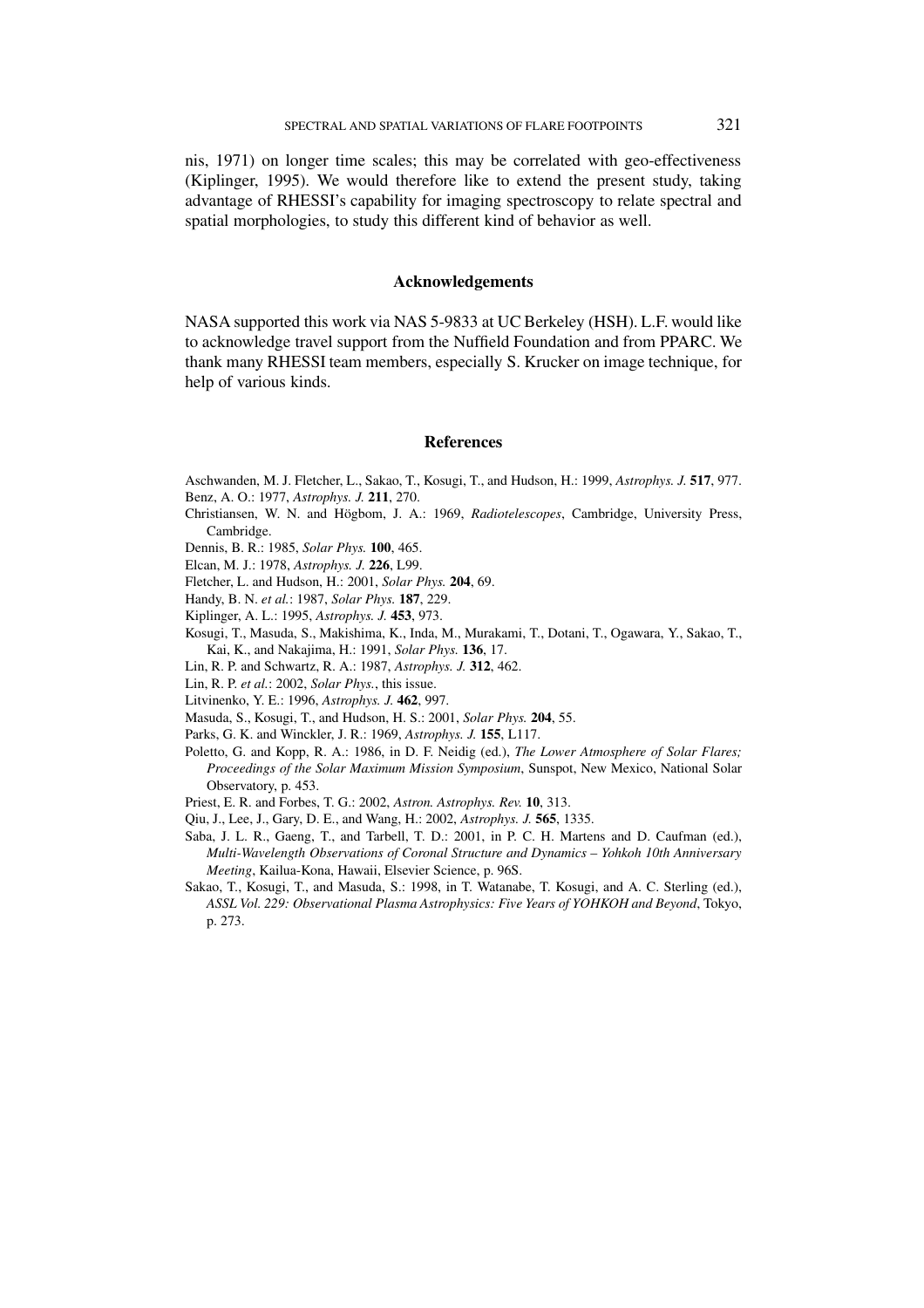nis, 1971) on longer time scales; this may be correlated with geo-effectiveness (Kiplinger, 1995). We would therefore like to extend the present study, taking advantage of RHESSI's capability for imaging spectroscopy to relate spectral and spatial morphologies, to study this different kind of behavior as well.

## Acknowledgements

NASA supported this work via NAS 5-9833 at UC Berkeley (HSH). L.F. would like to acknowledge travel support from the Nuffield Foundation and from PPARC. We thank many RHESSI team members, especially S. Krucker on image technique, for help of various kinds.

## References

Aschwanden, M. J. Fletcher, L., Sakao, T., Kosugi, T., and Hudson, H.: 1999, *Astrophys. J.* **517**, 977.

Benz, A. O.: 1977, *Astrophys. J.* **211**, 270.

Christiansen, W. N. and Högbom, J. A.: 1969, *Radiotelescopes*, Cambridge, University Press, Cambridge.

Dennis, B. R.: 1985, *Solar Phys.* **100**, 465.

Elcan, M. J.: 1978, *Astrophys. J.* **226**, L99.

Fletcher, L. and Hudson, H.: 2001, *Solar Phys.* **204**, 69.

Handy, B. N. *et al.*: 1987, *Solar Phys.* **187**, 229.

Kiplinger, A. L.: 1995, *Astrophys. J.* **453**, 973.

Kosugi, T., Masuda, S., Makishima, K., Inda, M., Murakami, T., Dotani, T., Ogawara, Y., Sakao, T., Kai, K., and Nakajima, H.: 1991, *Solar Phys.* **136**, 17.

Lin, R. P. and Schwartz, R. A.: 1987, *Astrophys. J.* **312**, 462.

Lin, R. P. *et al.*: 2002, *Solar Phys.*, this issue.

Litvinenko, Y. E.: 1996, *Astrophys. J.* **462**, 997.

Masuda, S., Kosugi, T., and Hudson, H. S.: 2001, *Solar Phys.* **204**, 55.

Parks, G. K. and Winckler, J. R.: 1969, *Astrophys. J.* **155**, L117.

Poletto, G. and Kopp, R. A.: 1986, in D. F. Neidig (ed.), *The Lower Atmosphere of Solar Flares; Proceedings of the Solar Maximum Mission Symposium*, Sunspot, New Mexico, National Solar Observatory, p. 453.

Priest, E. R. and Forbes, T. G.: 2002, *Astron. Astrophys. Rev.* **10**, 313.

Qiu, J., Lee, J., Gary, D. E., and Wang, H.: 2002, *Astrophys. J.* **565**, 1335.

Saba, J. L. R., Gaeng, T., and Tarbell, T. D.: 2001, in P. C. H. Martens and D. Caufman (ed.), *Multi-Wavelength Observations of Coronal Structure and Dynamics – Yohkoh 10th Anniversary Meeting*, Kailua-Kona, Hawaii, Elsevier Science, p. 96S.

Sakao, T., Kosugi, T., and Masuda, S.: 1998, in T. Watanabe, T. Kosugi, and A. C. Sterling (ed.), *ASSL Vol. 229: Observational Plasma Astrophysics: Five Years of YOHKOH and Beyond*, Tokyo, p. 273.